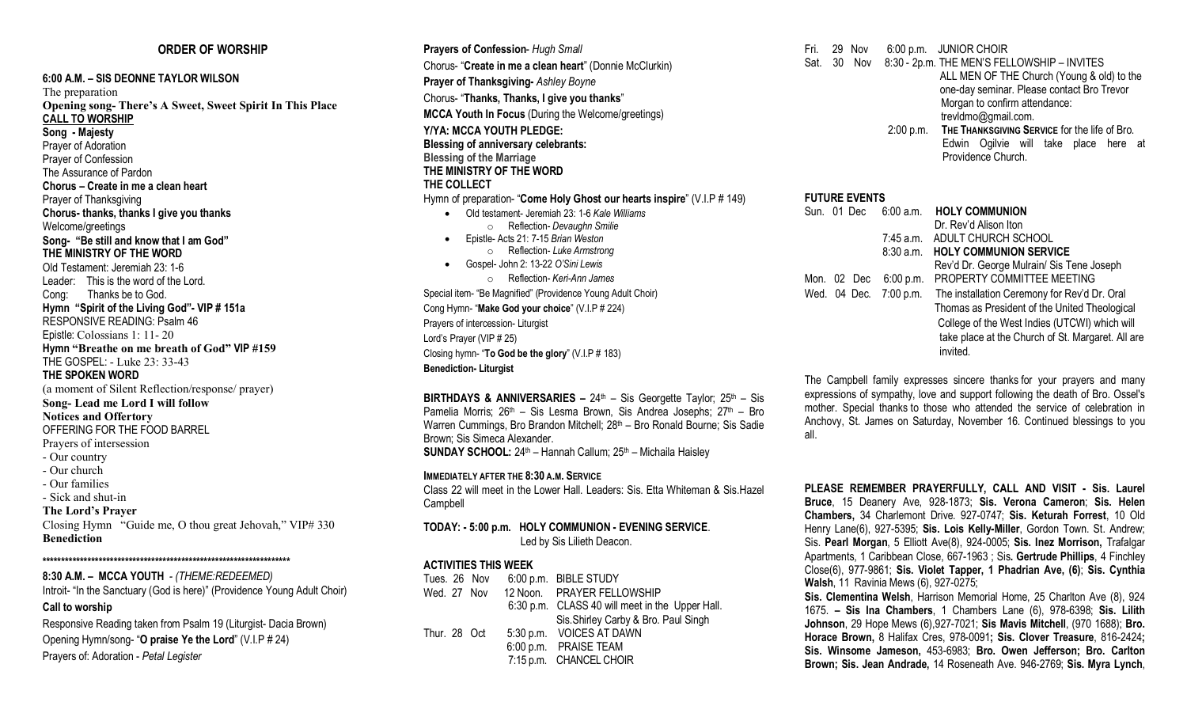## ORDER OF WORSHIP

**6:00 A.M. – SIS DEONNE TAYLOR WILSON**

The preparation

**Opening song- There's A Sweet, Sweet Spirit In This Place**

**CALL TO WORSHIP**

**Song - Majesty**

Prayer of Adoration

Prayer of Confession

The Assurance of Pardon

**Chorus – Create in me a clean heart**

Prayer of Thanksgiving

**Chorus- thanks, thanks I give you thanks**

Welcome/greetings

**Song- "Be still and know that I am God"**

**THE MINISTRY OF THE WORD**

Old Testament: Jeremiah 23: 1-6

Leader: This is the word of the Lord.

Cong: Thanks be to God.

**Hymn "Spirit of the Living God"- VIP # 151a**

RESPONSIVE READING: Psalm 46

Epistle: Colossians 1: 11- 20

**Hymn "Breathe on me breath of God" VIP #159**

THE GOSPEL: - Luke 23: 33-43

**THE SPOKEN WORD**

(a moment of Silent Reflection/response/ prayer)

**Song- Lead me Lord I will follow**

**Notices and Offertory**

OFFERING FOR THE FOOD BARREL

Prayers of intersession

- Our country
- Our church
- Our families
- Sick and shut-in

**The Lord's Prayer**

Closing Hymn "Guide me, O thou great Jehovah," VIP# 330

**Benediction**

******************************************************************

**8:30 A.M. – MCCA YOUTH** - *(THEME:REDEEMED)*

Introit- "In the Sanctuary (God is here)" (Providence Young Adult Choir)

**Call to worship**

Responsive Reading taken from Psalm 19 (Liturgist- Dacia Brown)

Opening Hymn/song- "**O praise Ye the Lord**" (V.I.P # 24)

Prayers of: Adoration - *Petal Legister*

**Prayers of Confession**- *Hugh Small*

Chorus- "**Create in me a clean heart**" (Donnie McClurkin)

**Prayer of Thanksgiving-** *Ashley Boyne*

Chorus- "**Thanks, Thanks, I give you thanks**"

**MCCA Youth In Focus** (During the Welcome/greetings)

**Y/YA: MCCA YOUTH PLEDGE:**

**Blessing of anniversary celebrants:**

**Blessing of the Marriage**

**THE MINISTRY OF THE WORD**

**THE COLLECT**

Hymn of preparation- "**Come Holy Ghost our hearts inspire**" (V.I.P # 149)

- Old testament- Jeremiah 23: 1-6 *Kale Williams*
  - Reflection- *Devaughn Smilie*
- Epistle- Acts 21: 7-15 *Brian Weston*
  - Reflection- *Luke Armstrong*
- Gospel- John 2: 13-22 *O'Sini Lewis*
  - Reflection- *Keri-Ann James*

Special item- "Be Magnified" (Providence Young Adult Choir)

Cong Hymn- "**Make God your choice**" (V.I.P # 224)

Prayers of intercession- Liturgist

Lord's Prayer (VIP # 25)

Closing hymn- "**To God be the glory**" (V.I.P # 183)

**Benediction- Liturgist**

**BIRTHDAYS & ANNIVERSARIES –** 24th – Sis Georgette Taylor; 25th – Sis Pamelia Morris; 26th – Sis Lesma Brown, Sis Andrea Josephs; 27th – Bro Warren Cummings, Bro Brandon Mitchell; 28th – Bro Ronald Bourne; Sis Sadie Brown; Sis Simeca Alexander.

**SUNDAY SCHOOL:** 24th – Hannah Callum; 25th – Michaila Haisley

**IMMEDIATELY AFTER THE 8:30 A.M. SERVICE**

Class 22 will meet in the Lower Hall. Leaders: Sis. Etta Whiteman & Sis.Hazel Campbell

**TODAY: - 5:00 p.m. HOLY COMMUNION - EVENING SERVICE**. Led by Sis Lilieth Deacon.

**ACTIVITIES THIS WEEK**

Tues. 26 Nov — 6:00 p.m. BIBLE STUDY

Wed. 27 Nov — 12 Noon. PRAYER FELLOWSHIP; 6:30 p.m. CLASS 40 will meet in the Upper Hall. Sis.Shirley Carby & Bro. Paul Singh

Thur. 28 Oct — 5:30 p.m. VOICES AT DAWN; 6:00 p.m. PRAISE TEAM; 7:15 p.m. CHANCEL CHOIR

Fri. 29 Nov — 6:00 p.m. JUNIOR CHOIR

Sat. 30 Nov — 8:30 - 2p.m. THE MEN'S FELLOWSHIP – INVITES ALL MEN OF THE Church (Young & old) to the one-day seminar. Please contact Bro Trevor Morgan to confirm attendance: trevldmo@gmail.com.

2:00 p.m. THE THANKSGIVING SERVICE for the life of Bro. Edwin Ogilvie will take place here at Providence Church.

**FUTURE EVENTS**

Sun. 01 Dec — 6:00 a.m. **HOLY COMMUNION** Dr. Rev'd Alison Iton; 7:45 a.m. ADULT CHURCH SCHOOL; 8:30 a.m. **HOLY COMMUNION SERVICE** Rev'd Dr. George Mulrain/ Sis Tene Joseph

Mon. 02 Dec — 6:00 p.m. PROPERTY COMMITTEE MEETING

Wed. 04 Dec. — 7:00 p.m. The installation Ceremony for Rev'd Dr. Oral Thomas as President of the United Theological College of the West Indies (UTCWI) which will take place at the Church of St. Margaret. All are invited.

The Campbell family expresses sincere thanks for your prayers and many expressions of sympathy, love and support following the death of Bro. Ossel's mother. Special thanks to those who attended the service of celebration in Anchovy, St. James on Saturday, November 16. Continued blessings to you all.

**PLEASE REMEMBER PRAYERFULLY, CALL AND VISIT - Sis. Laurel Bruce**, 15 Deanery Ave, 928-1873; **Sis. Verona Cameron**; **Sis. Helen Chambers,** 34 Charlemont Drive. 927-0747; **Sis. Keturah Forrest**, 10 Old Henry Lane(6), 927-5395; **Sis. Lois Kelly-Miller**, Gordon Town. St. Andrew; Sis. **Pearl Morgan**, 5 Elliott Ave(8), 924-0005; **Sis. Inez Morrison,** Trafalgar Apartments, 1 Caribbean Close, 667-1963 ; Sis**. Gertrude Phillips**, 4 Finchley Close(6), 977-9861; **Sis. Violet Tapper, 1 Phadrian Ave, (6)**; **Sis. Cynthia Walsh**, 11 Ravinia Mews (6), 927-0275;

**Sis. Clementina Welsh**, Harrison Memorial Home, 25 Charlton Ave (8), 924 1675. **– Sis Ina Chambers**, 1 Chambers Lane (6), 978-6398; **Sis. Lilith Johnson**, 29 Hope Mews (6),927-7021; **Sis Mavis Mitchell**, (970 1688); **Bro. Horace Brown,** 8 Halifax Cres, 978-0091**; Sis. Clover Treasure**, 816-2424**; Sis. Winsome Jameson,** 453-6983; **Bro. Owen Jefferson; Bro. Carlton Brown; Sis. Jean Andrade,** 14 Roseneath Ave. 946-2769; **Sis. Myra Lynch**,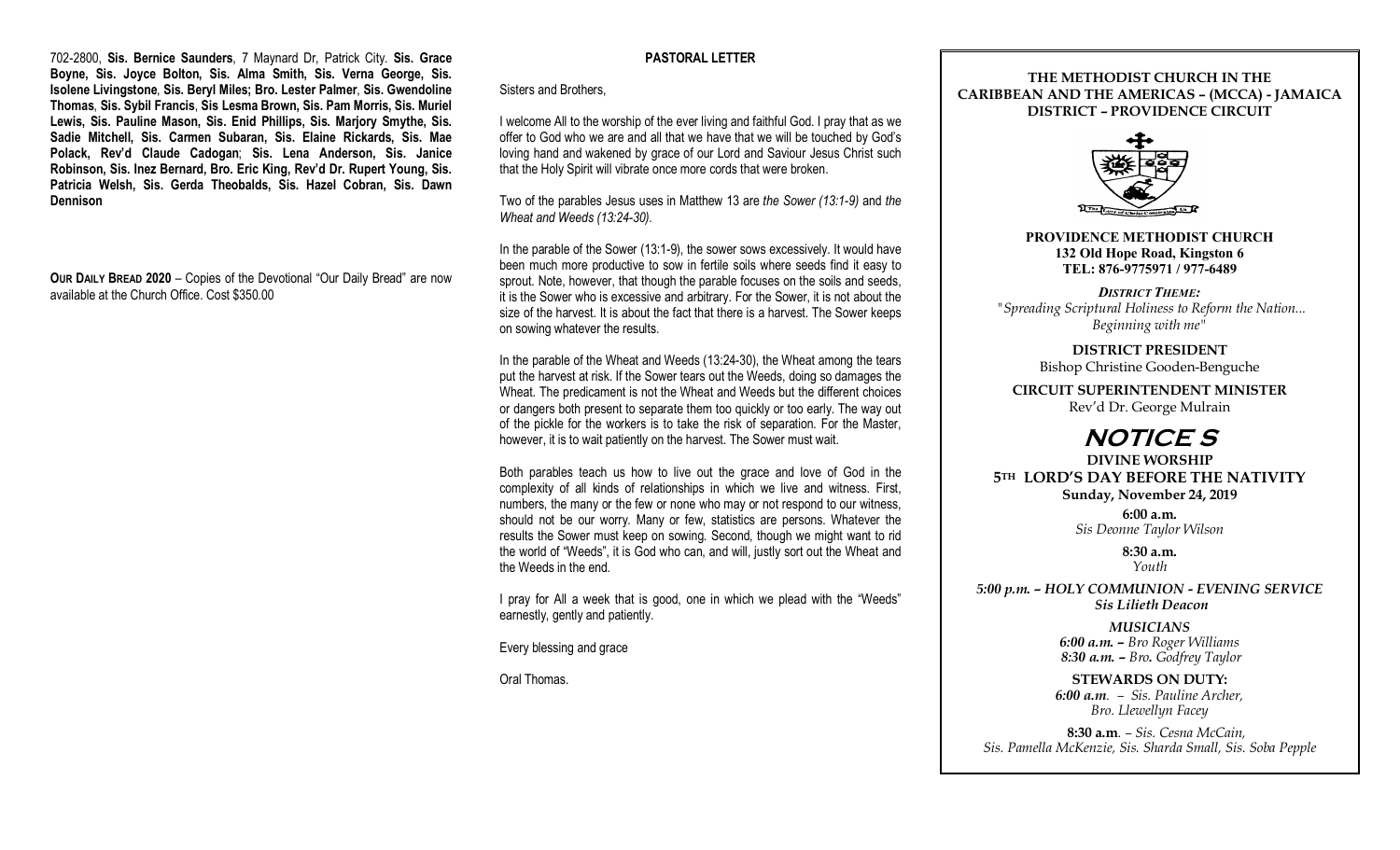702-2800, **Sis. Bernice Saunders**, 7 Maynard Dr, Patrick City. **Sis. Grace Boyne, Sis. Joyce Bolton, Sis. Alma Smith, Sis. Verna George, Sis. Isolene Livingstone**, **Sis. Beryl Miles; Bro. Lester Palmer**, **Sis. Gwendoline Thomas**, **Sis. Sybil Francis**, **Sis Lesma Brown, Sis. Pam Morris, Sis. Muriel Lewis, Sis. Pauline Mason, Sis. Enid Phillips, Sis. Marjory Smythe, Sis. Sadie Mitchell, Sis. Carmen Subaran, Sis. Elaine Rickards, Sis. Mae Polack, Rev'd Claude Cadogan**; **Sis. Lena Anderson, Sis. Janice Robinson, Sis. Inez Bernard, Bro. Eric King, Rev'd Dr. Rupert Young, Sis. Patricia Welsh, Sis. Gerda Theobalds, Sis. Hazel Cobran, Sis. Dawn Dennison**

**OUR DAILY BREAD 2020** – Copies of the Devotional "Our Daily Bread" are now available at the Church Office. Cost $350.00

## PASTORAL LETTER

Sisters and Brothers,

I welcome All to the worship of the ever living and faithful God. I pray that as we offer to God who we are and all that we have that we will be touched by God's loving hand and wakened by grace of our Lord and Saviour Jesus Christ such that the Holy Spirit will vibrate once more cords that were broken.

Two of the parables Jesus uses in Matthew 13 are *the Sower (13:1-9)* and *the Wheat and Weeds (13:24-30).*

In the parable of the Sower (13:1-9), the sower sows excessively. It would have been much more productive to sow in fertile soils where seeds find it easy to sprout. Note, however, that though the parable focuses on the soils and seeds, it is the Sower who is excessive and arbitrary. For the Sower, it is not about the size of the harvest. It is about the fact that there is a harvest. The Sower keeps on sowing whatever the results.

In the parable of the Wheat and Weeds (13:24-30), the Wheat among the tears put the harvest at risk. If the Sower tears out the Weeds, doing so damages the Wheat. The predicament is not the Wheat and Weeds but the different choices or dangers both present to separate them too quickly or too early. The way out of the pickle for the workers is to take the risk of separation. For the Master, however, it is to wait patiently on the harvest. The Sower must wait.

Both parables teach us how to live out the grace and love of God in the complexity of all kinds of relationships in which we live and witness. First, numbers, the many or the few or none who may or not respond to our witness, should not be our worry. Many or few, statistics are persons. Whatever the results the Sower must keep on sowing. Second, though we might want to rid the world of "Weeds", it is God who can, and will, justly sort out the Wheat and the Weeds in the end.

I pray for All a week that is good, one in which we plead with the "Weeds" earnestly, gently and patiently.

Every blessing and grace

Oral Thomas.

**THE METHODIST CHURCH IN THE CARIBBEAN AND THE AMERICAS – (MCCA) - JAMAICA DISTRICT – PROVIDENCE CIRCUIT**

**PROVIDENCE METHODIST CHURCH**
**132 Old Hope Road, Kingston 6**
**TEL: 876-9775971 / 977-6489**

***DISTRICT THEME:***
*"Spreading Scriptural Holiness to Reform the Nation... Beginning with me"*

**DISTRICT PRESIDENT**
Bishop Christine Gooden-Benguche

**CIRCUIT SUPERINTENDENT MINISTER**
Rev'd Dr. George Mulrain

# NOTICE S

**DIVINE WORSHIP**
**5TH LORD'S DAY BEFORE THE NATIVITY**
**Sunday, November 24, 2019**

**6:00 a.m.**
*Sis Deonne Taylor Wilson*

**8:30 a.m.**
*Youth*

***5:00 p.m. – HOLY COMMUNION - EVENING SERVICE***
***Sis Lilieth Deacon***

***MUSICIANS***
***6:00 a.m. –** Bro Roger Williams*
***8:30 a.m. –** Bro. Godfrey Taylor*

**STEWARDS ON DUTY:**
***6:00 a.m**. – Sis. Pauline Archer, Bro. Llewellyn Facey*

**8:30 a.m**. – *Sis. Cesna McCain, Sis. Pamella McKenzie, Sis. Sharda Small, Sis. Soba Pepple*